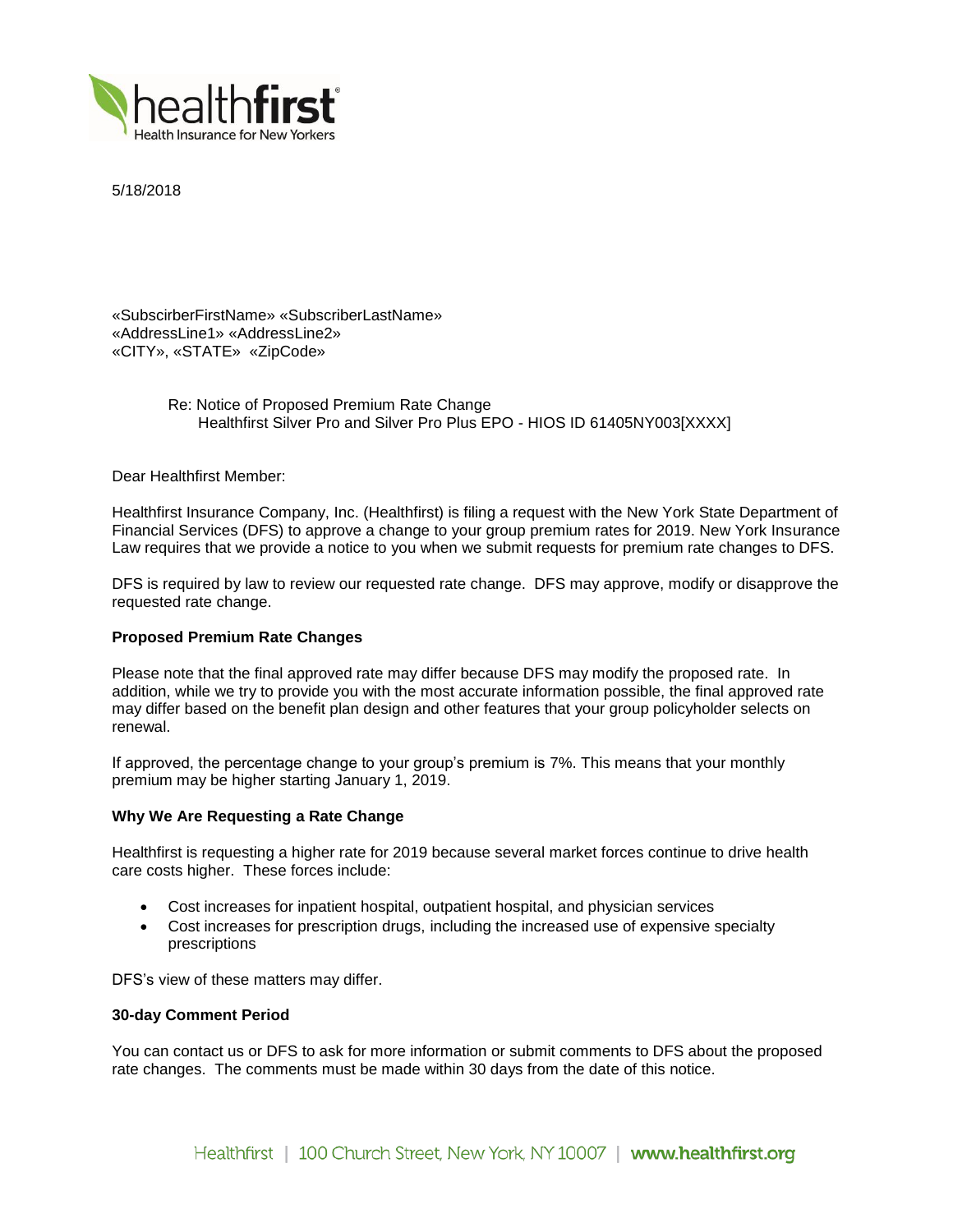5/18/2018

«SubscirberFirstName» «SubscriberLastName»
«AddressLine1» «AddressLine2»
«CITY», «STATE» «ZipCode»

Re: Notice of Proposed Premium Rate Change
Healthfirst Silver Pro and Silver Pro Plus EPO - HIOS ID 61405NY003[XXXX]

Dear Healthfirst Member:

Healthfirst Insurance Company, Inc. (Healthfirst) is filing a request with the New York State Department of Financial Services (DFS) to approve a change to your group premium rates for 2019. New York Insurance Law requires that we provide a notice to you when we submit requests for premium rate changes to DFS.

DFS is required by law to review our requested rate change. DFS may approve, modify or disapprove the requested rate change.

**Proposed Premium Rate Changes**

Please note that the final approved rate may differ because DFS may modify the proposed rate. In addition, while we try to provide you with the most accurate information possible, the final approved rate may differ based on the benefit plan design and other features that your group policyholder selects on renewal.

If approved, the percentage change to your group's premium is 7%. This means that your monthly premium may be higher starting January 1, 2019.

**Why We Are Requesting a Rate Change**

Healthfirst is requesting a higher rate for 2019 because several market forces continue to drive health care costs higher. These forces include:

- Cost increases for inpatient hospital, outpatient hospital, and physician services
- Cost increases for prescription drugs, including the increased use of expensive specialty prescriptions

DFS's view of these matters may differ.

**30-day Comment Period**

You can contact us or DFS to ask for more information or submit comments to DFS about the proposed rate changes. The comments must be made within 30 days from the date of this notice.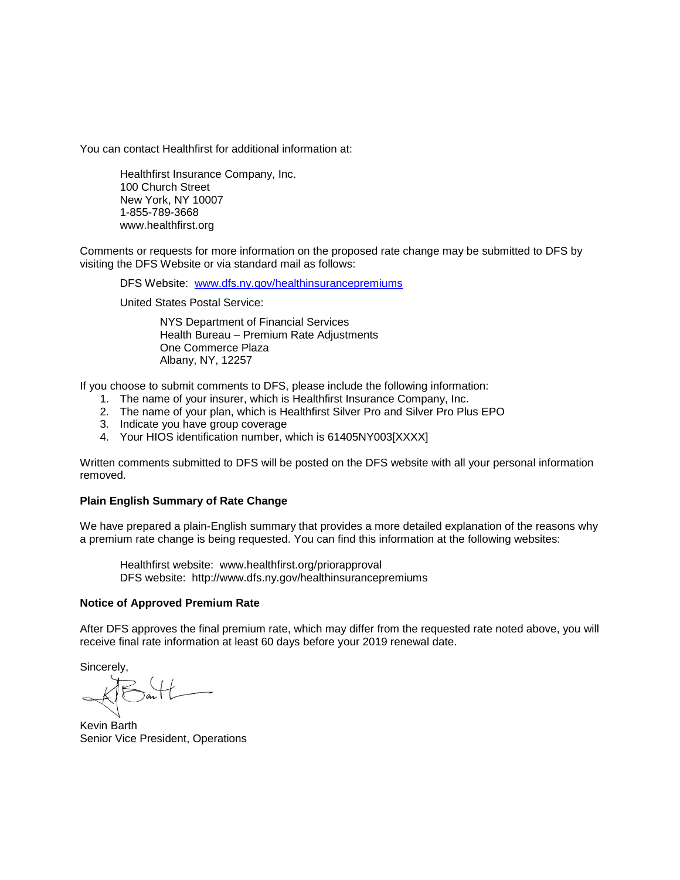You can contact Healthfirst for additional information at:

Healthfirst Insurance Company, Inc.
100 Church Street
New York, NY 10007
1-855-789-3668
www.healthfirst.org

Comments or requests for more information on the proposed rate change may be submitted to DFS by visiting the DFS Website or via standard mail as follows:

DFS Website: www.dfs.ny.gov/healthinsurancepremiums

United States Postal Service:

NYS Department of Financial Services
Health Bureau – Premium Rate Adjustments
One Commerce Plaza
Albany, NY, 12257

If you choose to submit comments to DFS, please include the following information:

1. The name of your insurer, which is Healthfirst Insurance Company, Inc.
2. The name of your plan, which is Healthfirst Silver Pro and Silver Pro Plus EPO
3. Indicate you have group coverage
4. Your HIOS identification number, which is 61405NY003[XXXX]

Written comments submitted to DFS will be posted on the DFS website with all your personal information removed.

**Plain English Summary of Rate Change**

We have prepared a plain-English summary that provides a more detailed explanation of the reasons why a premium rate change is being requested. You can find this information at the following websites:

Healthfirst website: www.healthfirst.org/priorapproval
DFS website: http://www.dfs.ny.gov/healthinsurancepremiums

**Notice of Approved Premium Rate**

After DFS approves the final premium rate, which may differ from the requested rate noted above, you will receive final rate information at least 60 days before your 2019 renewal date.

Sincerely,

Kevin Barth
Senior Vice President, Operations